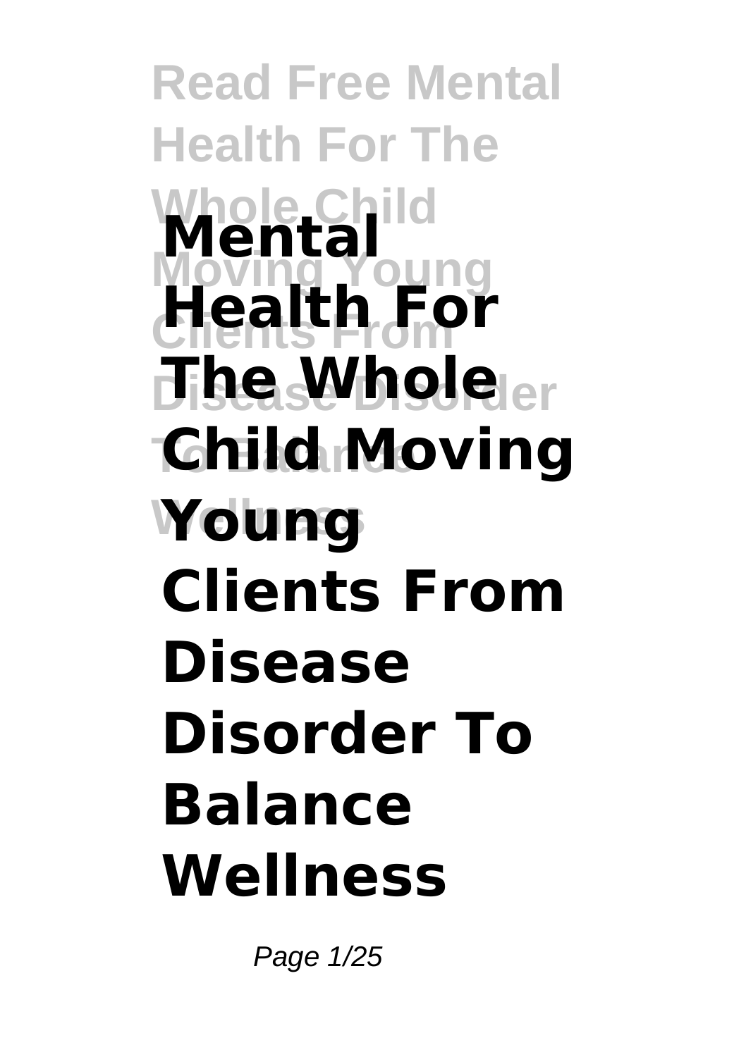# Mental Health For The Whole Child Moving Young Clients From Disease Disorder To Balance Wellness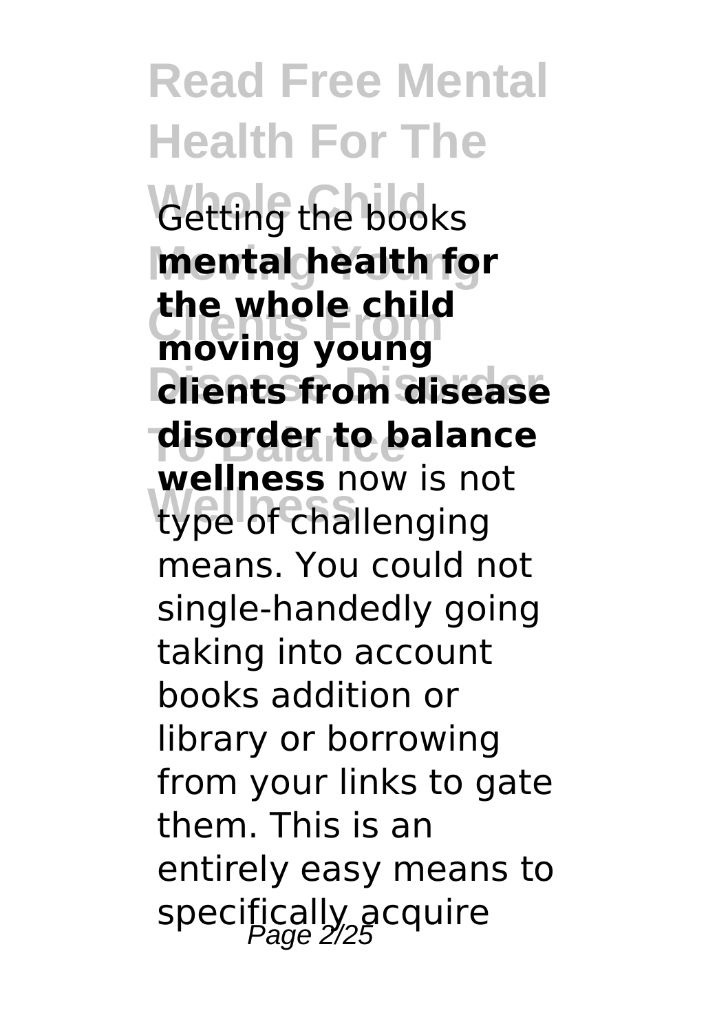Getting the books **mental health for the whole child moving young clients from disease disorder to balance wellness** now is not type of challenging means. You could not single-handedly going taking into account books addition or library or borrowing from your links to gate them. This is an entirely easy means to specifically acquire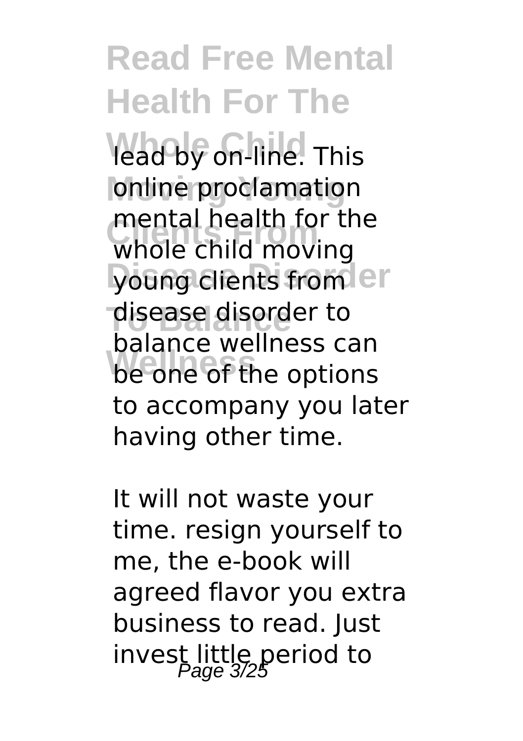lead by on-line. This online proclamation mental health for the whole child moving young clients from disease disorder to balance wellness can be one of the options to accompany you later having other time.

It will not waste your time. resign yourself to me, the e-book will agreed flavor you extra business to read. Just invest little period to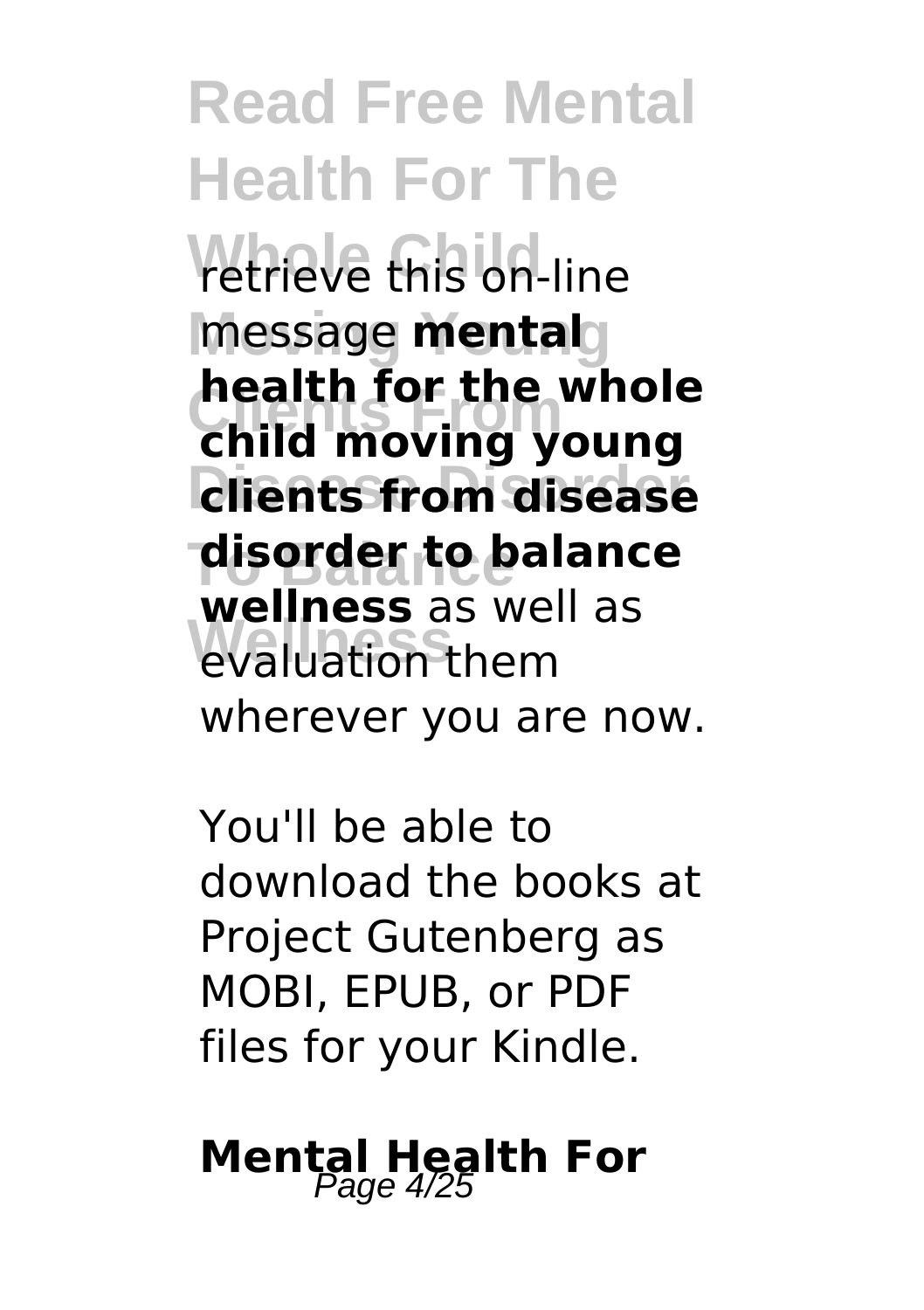retrieve this on-line message **mental health for the whole child moving young clients from disease disorder to balance wellness** as well as evaluation them wherever you are now.

You'll be able to download the books at Project Gutenberg as MOBI, EPUB, or PDF files for your Kindle.

## **Mental Health For**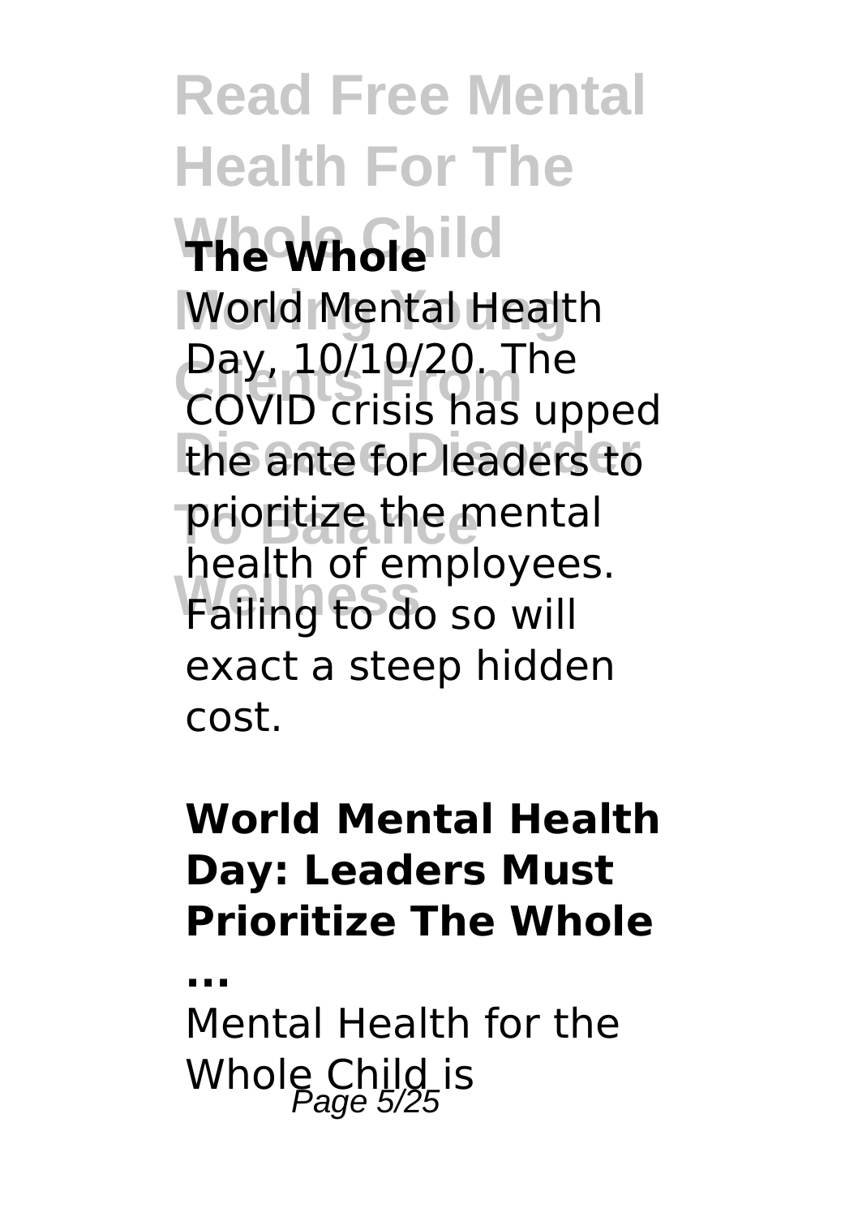## The Whole

World Mental Health Day, 10/10/20. The COVID crisis has upped the ante for leaders to prioritize the mental health of employees. Failing to do so will exact a steep hidden cost.

### World Mental Health Day: Leaders Must Prioritize The Whole ...

Mental Health for the Whole Child is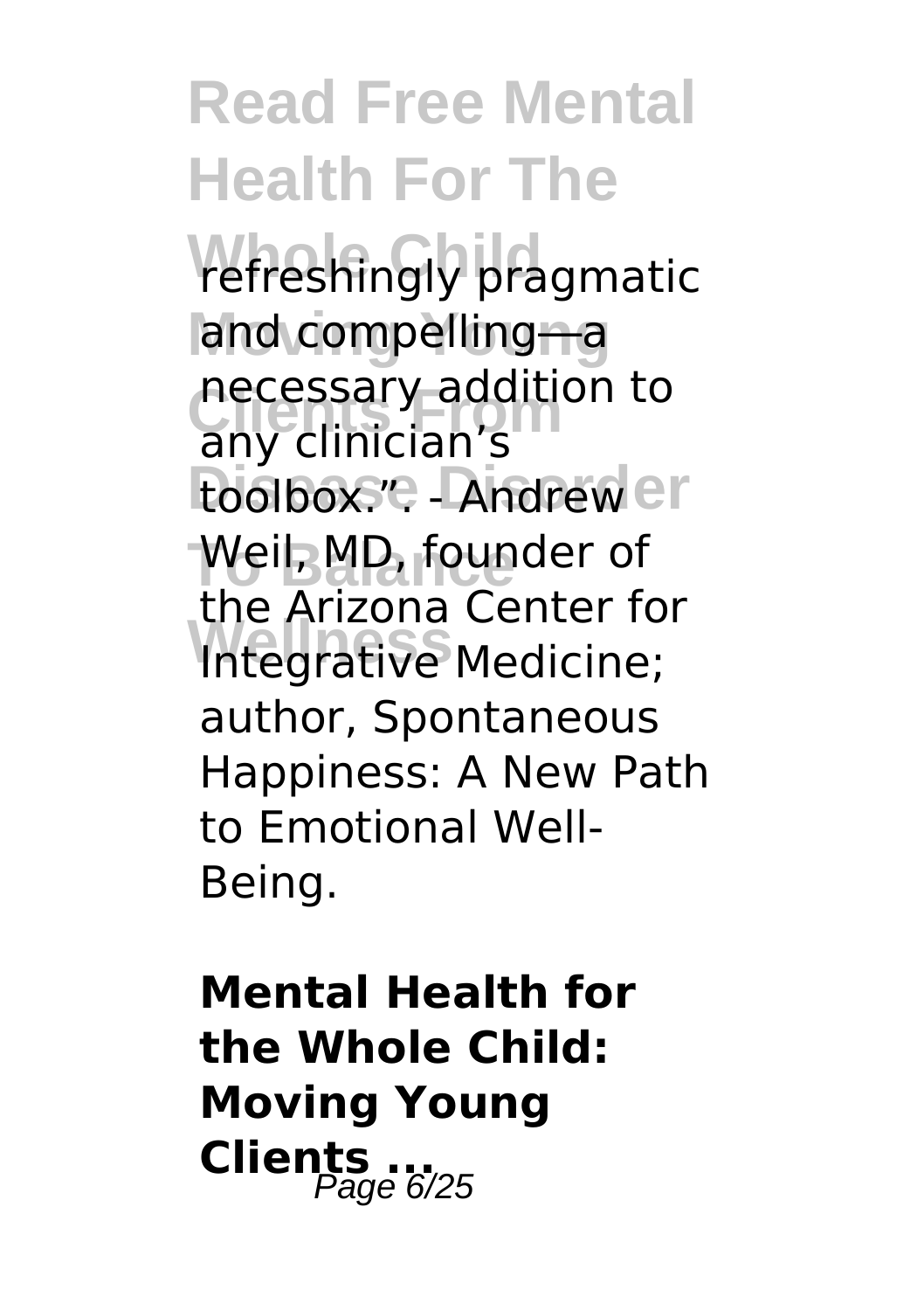refreshingly pragmatic and compelling—a necessary addition to any clinician's toolbox.". - Andrew Weil, MD, founder of the Arizona Center for Integrative Medicine; author, Spontaneous Happiness: A New Path to Emotional Well-Being.

**Mental Health for the Whole Child: Moving Young Clients ...**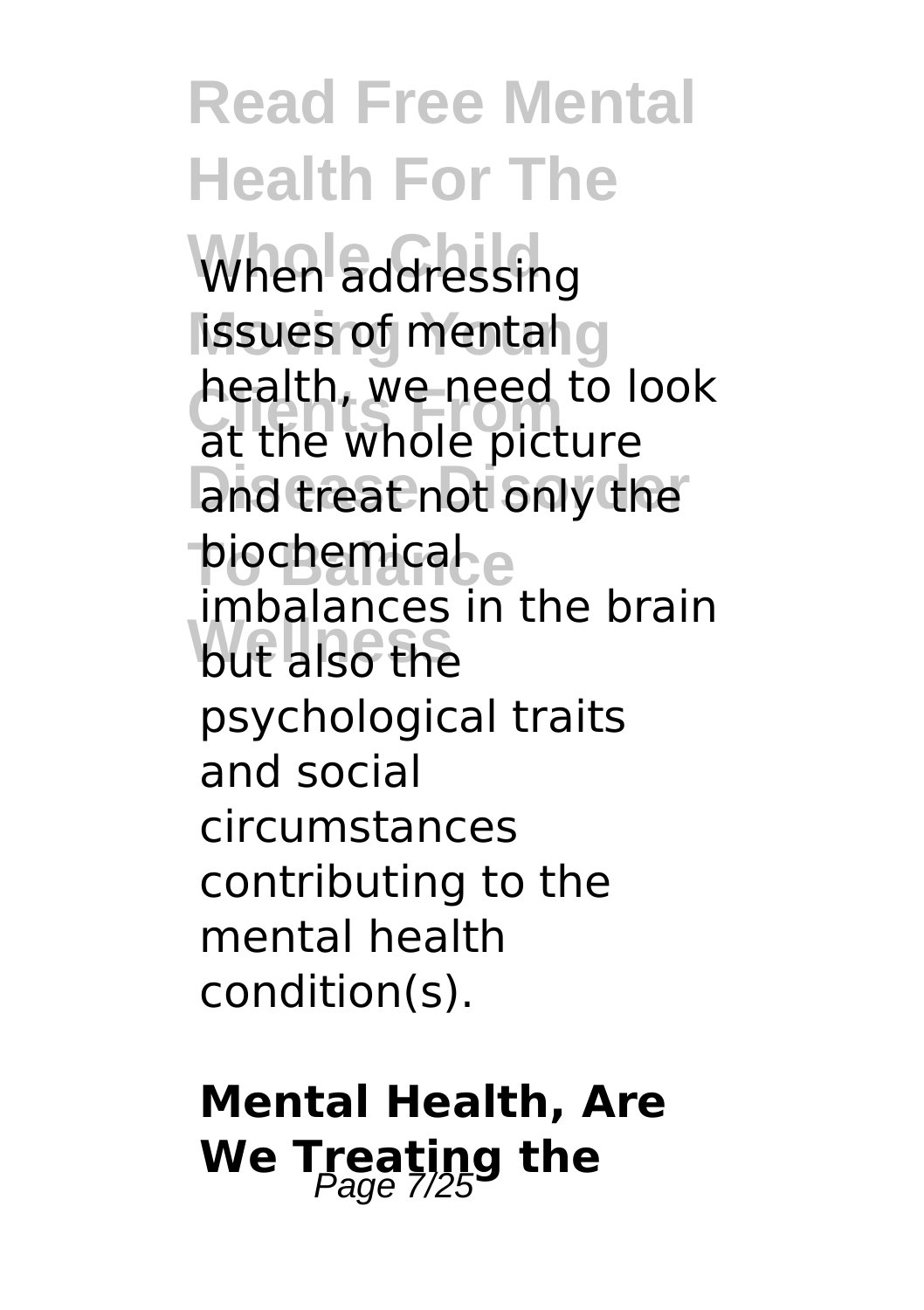When addressing issues of mental health, we need to look at the whole picture and treat not only the biochemical imbalances in the brain but also the psychological traits and social circumstances contributing to the mental health condition(s).

## Mental Health, Are We Treating the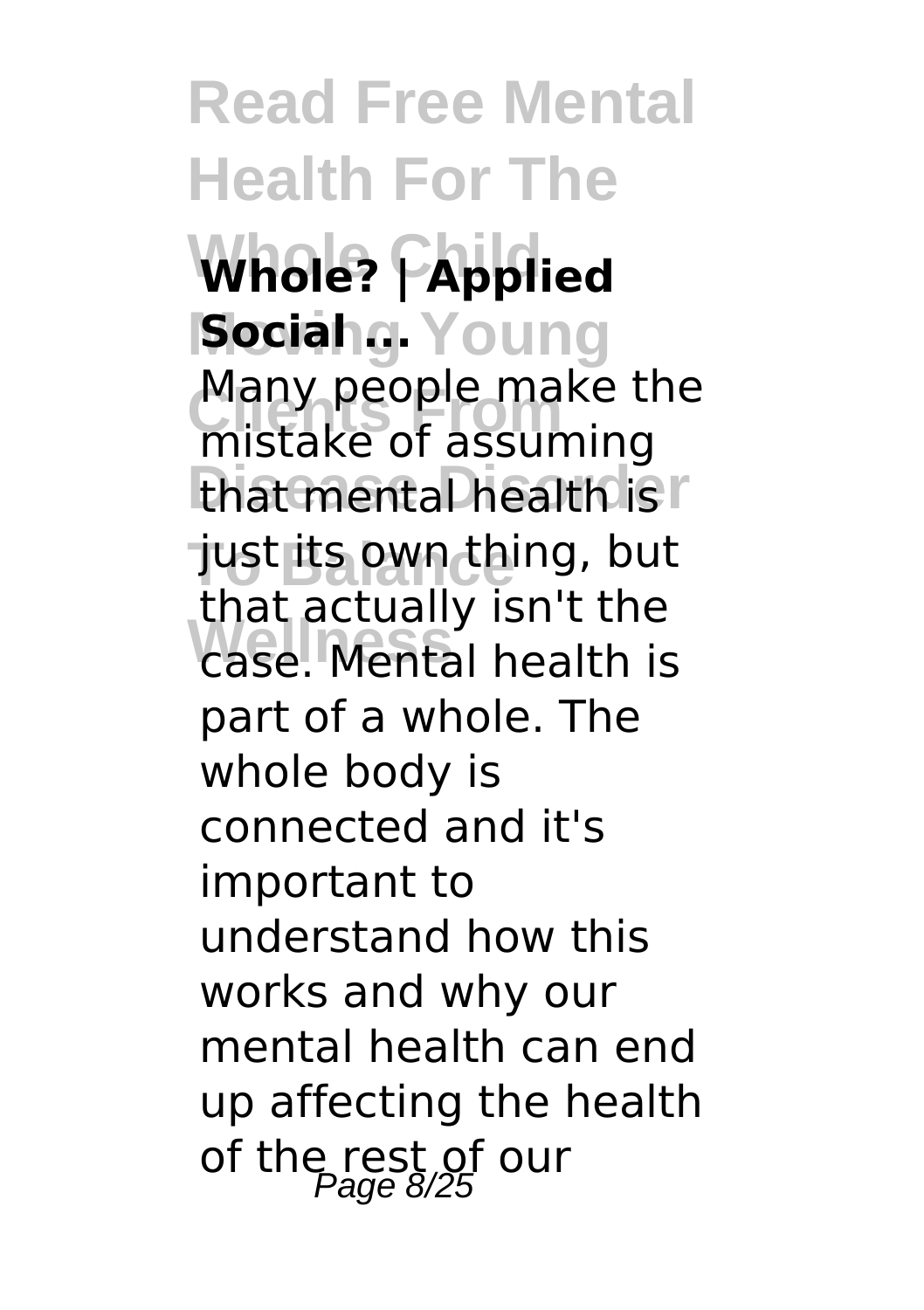**Whole? | Applied Social ...**

Many people make the mistake of assuming that mental health is just its own thing, but that actually isn't the case. Mental health is part of a whole. The whole body is connected and it's important to understand how this works and why our mental health can end up affecting the health of the rest of our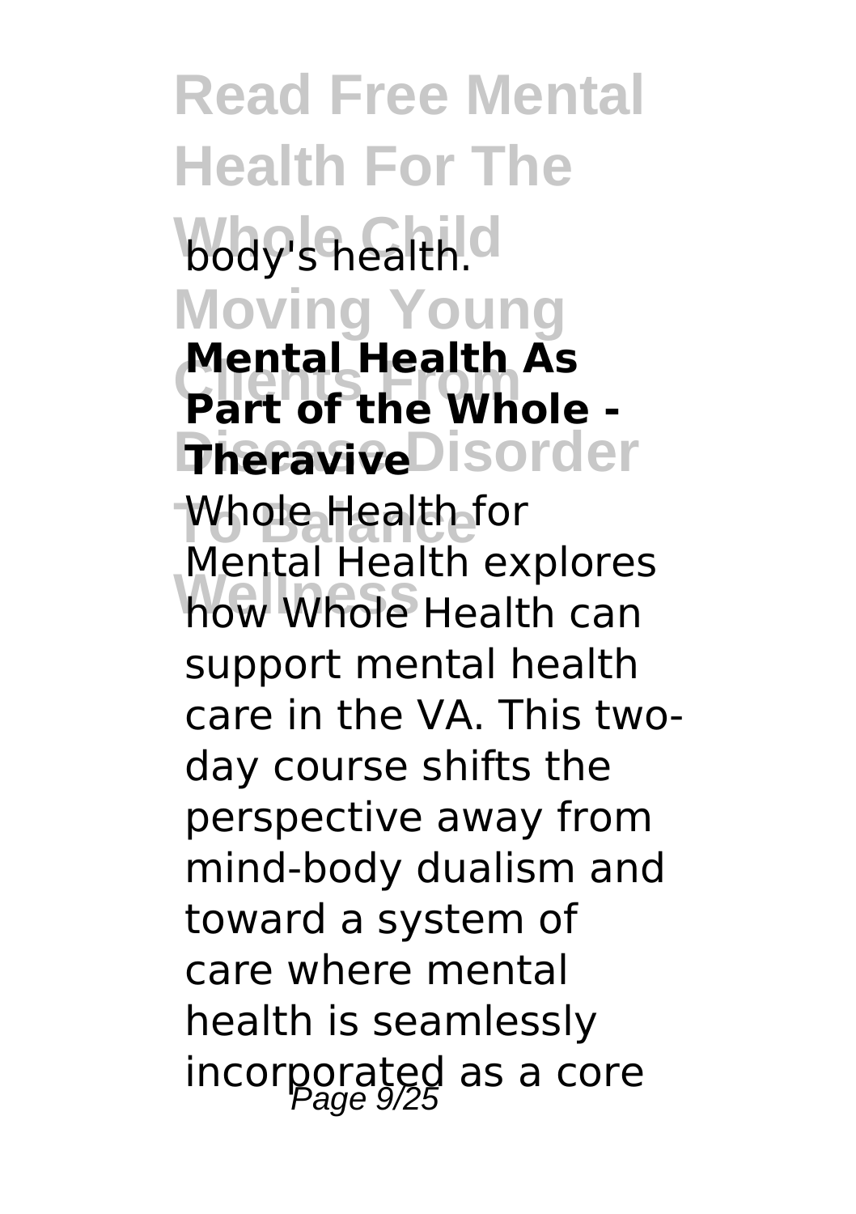body's health.

**Mental Health As Part of the Whole - Theravive**

Whole Health for Mental Health explores how Whole Health can support mental health care in the VA. This two-day course shifts the perspective away from mind-body dualism and toward a system of care where mental health is seamlessly incorporated as a core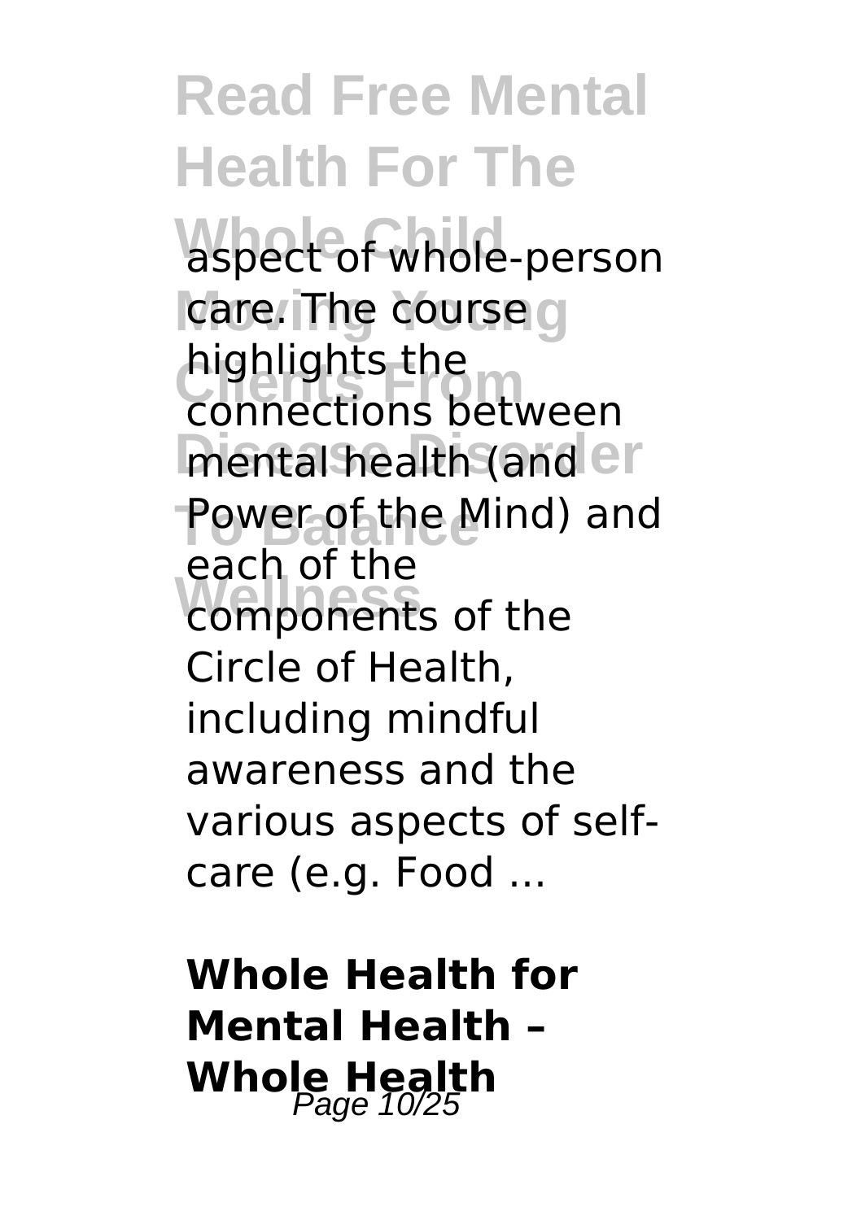aspect of whole-person care. The course highlights the connections between mental health (and Power of the Mind) and each of the components of the Circle of Health, including mindful awareness and the various aspects of self-care (e.g. Food ...

**Whole Health for Mental Health – Whole Health**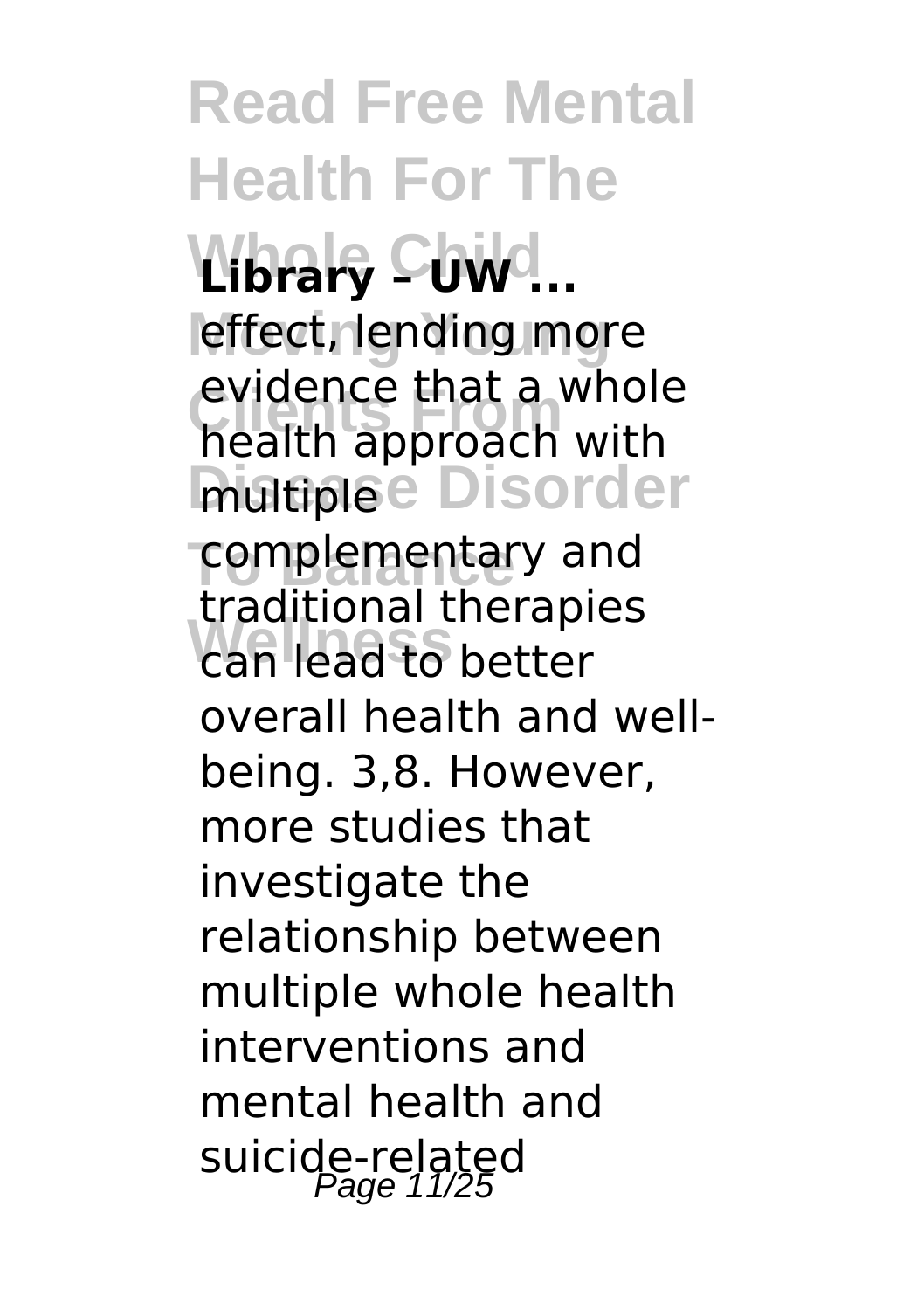# Read Free Mental Health For The Whole Child Moving Young Clients From Disease Disorder To Balance Wellness

**Library – UW ...**

effect, lending more evidence that a whole health approach with multiple complementary and traditional therapies can lead to better overall health and well-being. 3,8. However, more studies that investigate the relationship between multiple whole health interventions and mental health and suicide-related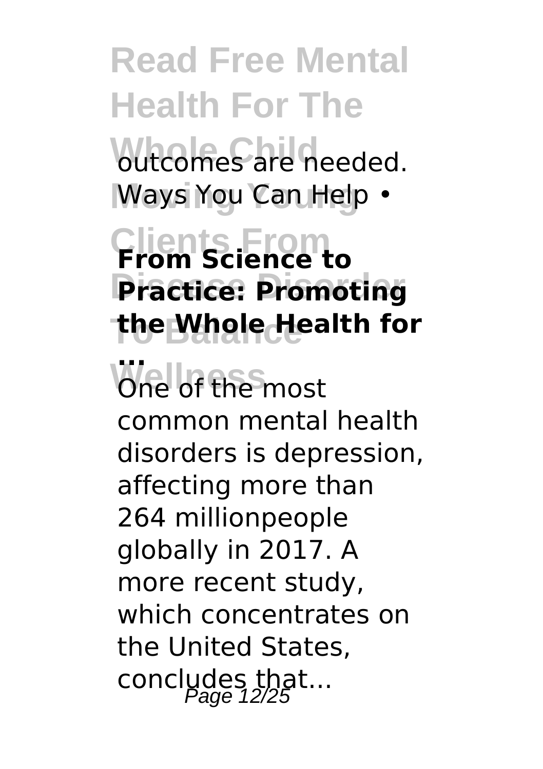outcomes are needed. Ways You Can Help •

**From Science to Practice: Promoting the Whole Health for ...**

One of the most common mental health disorders is depression, affecting more than 264 millionpeople globally in 2017. A more recent study, which concentrates on the United States, concludes that...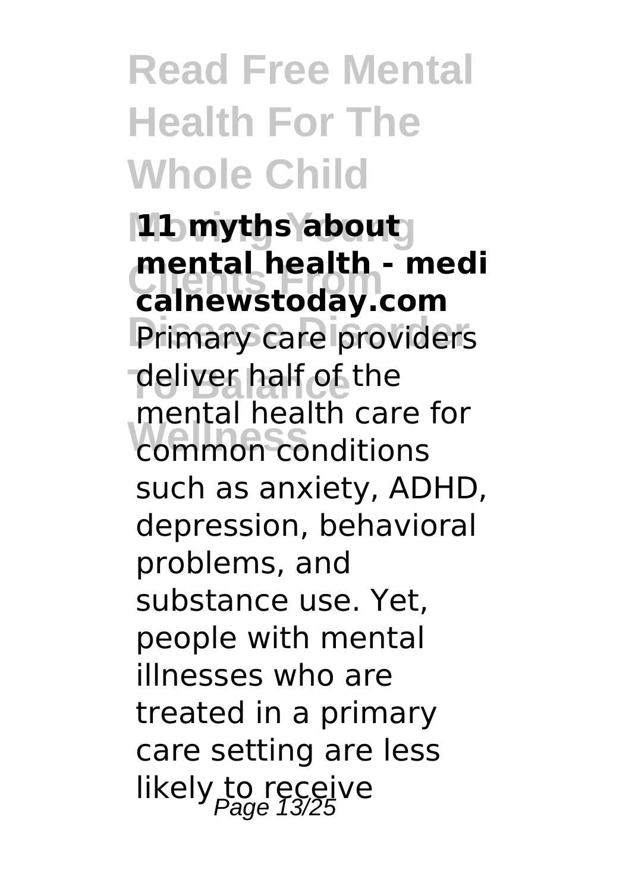**11 myths about mental health - medi calnewstoday.com**

Primary care providers deliver half of the mental health care for common conditions such as anxiety, ADHD, depression, behavioral problems, and substance use. Yet, people with mental illnesses who are treated in a primary care setting are less likely to receive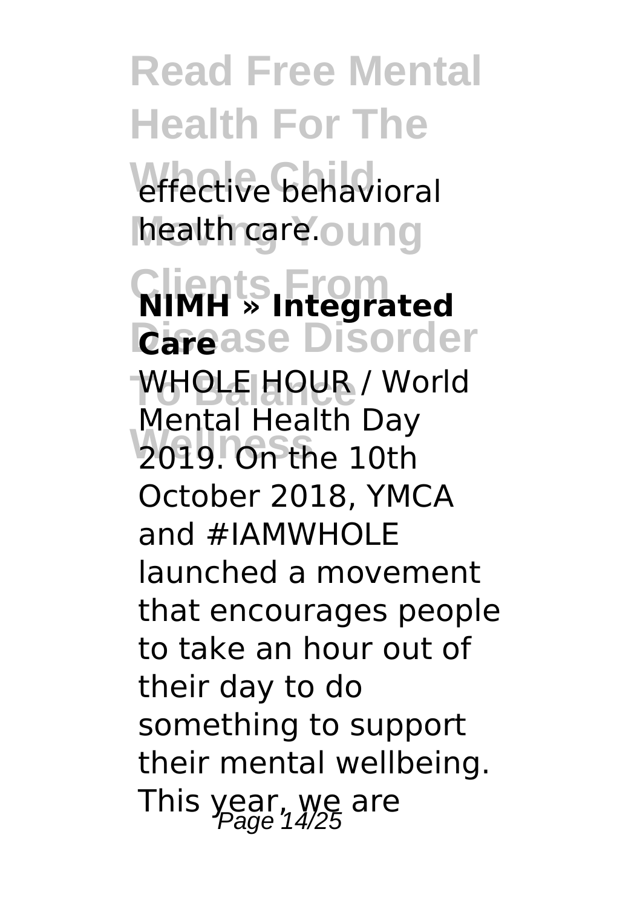effective behavioral health care.

**NIMH » Integrated Care**

WHOLE HOUR / World Mental Health Day 2019. On the 10th October 2018, YMCA and #IAMWHOLE launched a movement that encourages people to take an hour out of their day to do something to support their mental wellbeing. This year, we are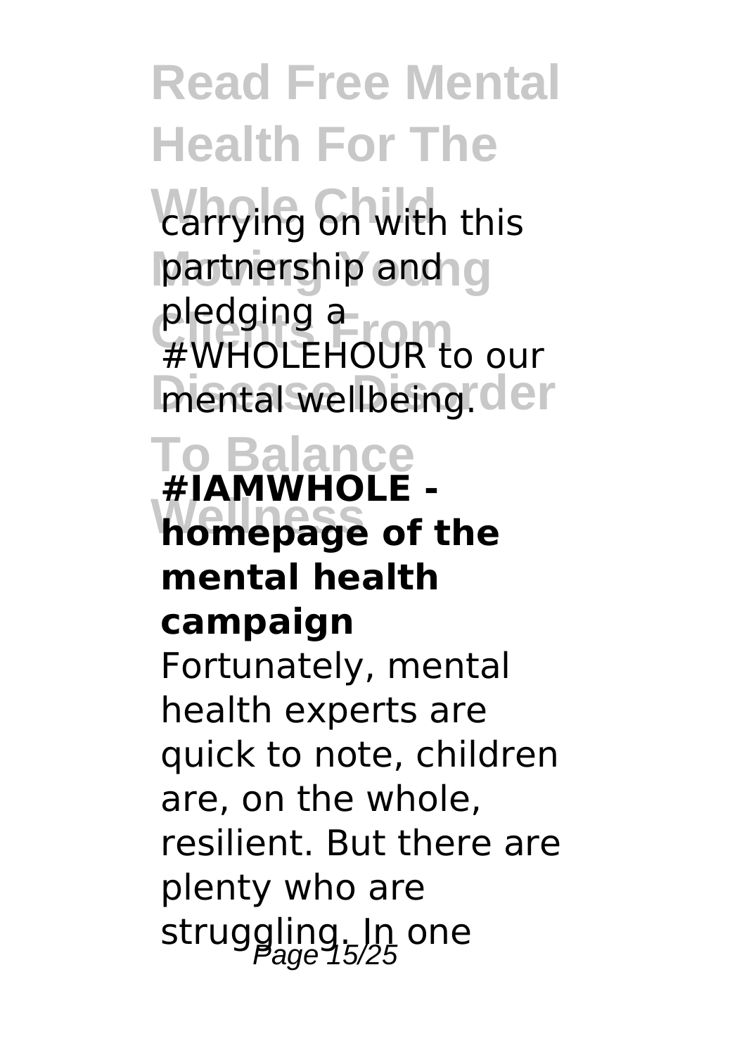carrying on with this partnership and pledging a #WHOLEHOUR to our mental wellbeing.

**#IAMWHOLE - homepage of the mental health campaign**

Fortunately, mental health experts are quick to note, children are, on the whole, resilient. But there are plenty who are struggling. In one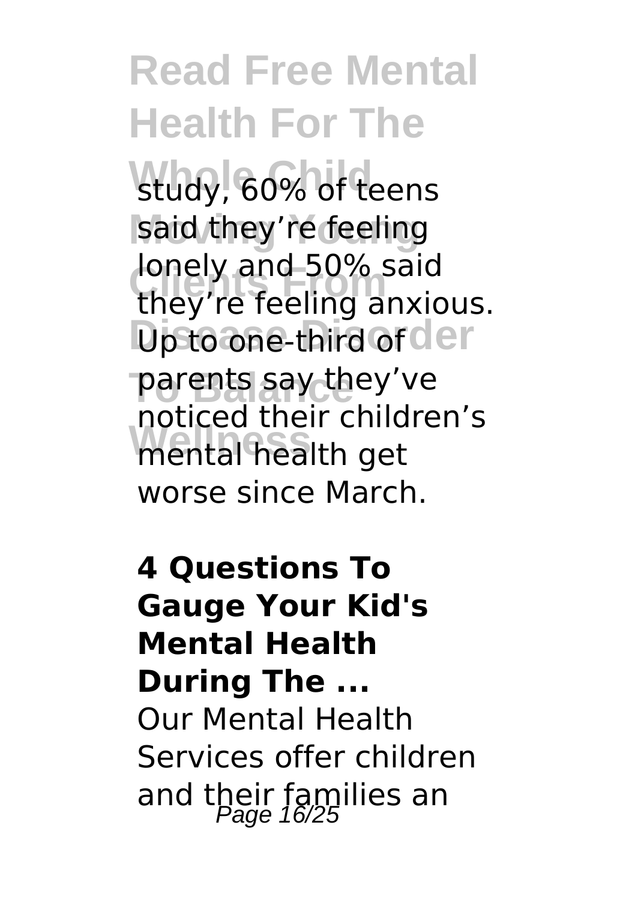study, 60% of teens said they're feeling lonely and 50% said they're feeling anxious. Up to one-third of parents say they've noticed their children's mental health get worse since March.

**4 Questions To Gauge Your Kid's Mental Health During The ...**

Our Mental Health Services offer children and their families an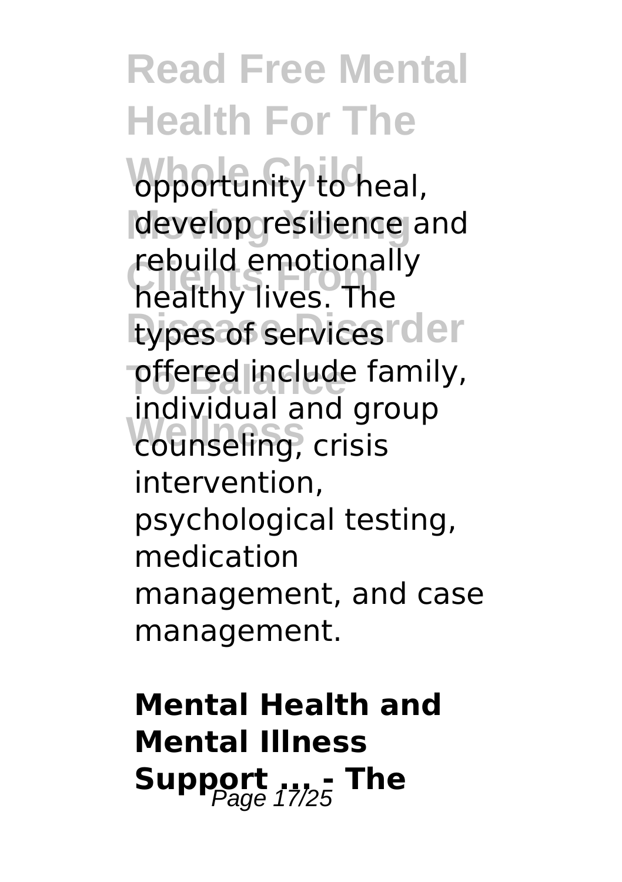opportunity to heal, develop resilience and rebuild emotionally healthy lives. The types of services offered include family, individual and group counseling, crisis intervention, psychological testing, medication management, and case management.

## Mental Health and Mental Illness Support ... - The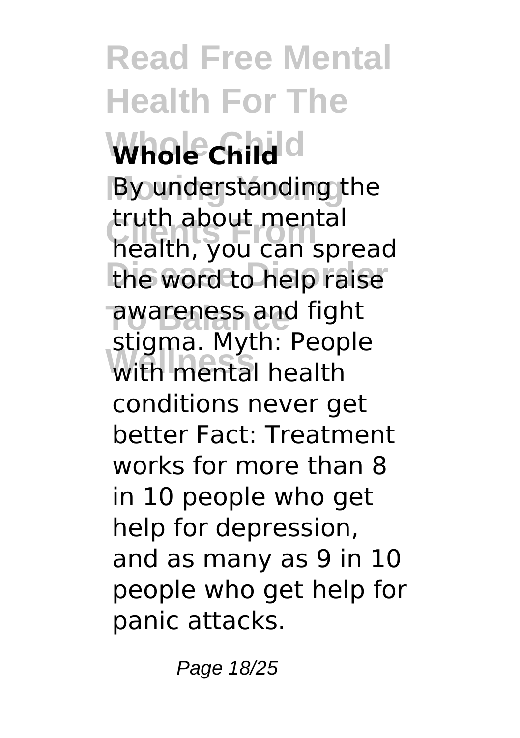**Whole Child**

By understanding the truth about mental health, you can spread the word to help raise awareness and fight stigma. Myth: People with mental health conditions never get better Fact: Treatment works for more than 8 in 10 people who get help for depression, and as many as 9 in 10 people who get help for panic attacks.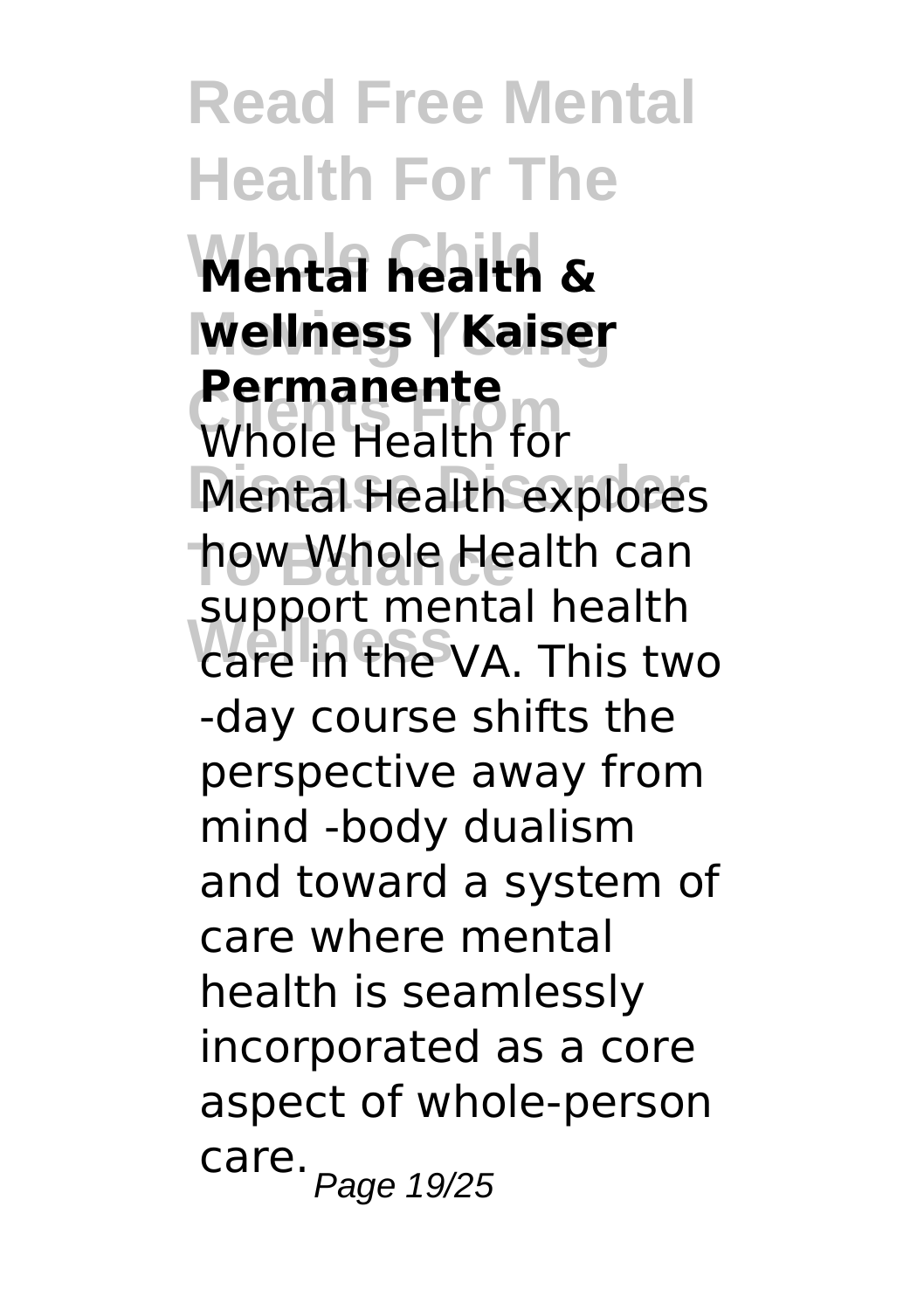**Mental health & wellness | Kaiser Permanente**

Whole Health for Mental Health explores how Whole Health can support mental health care in the VA. This two -day course shifts the perspective away from mind -body dualism and toward a system of care where mental health is seamlessly incorporated as a core aspect of whole-person care.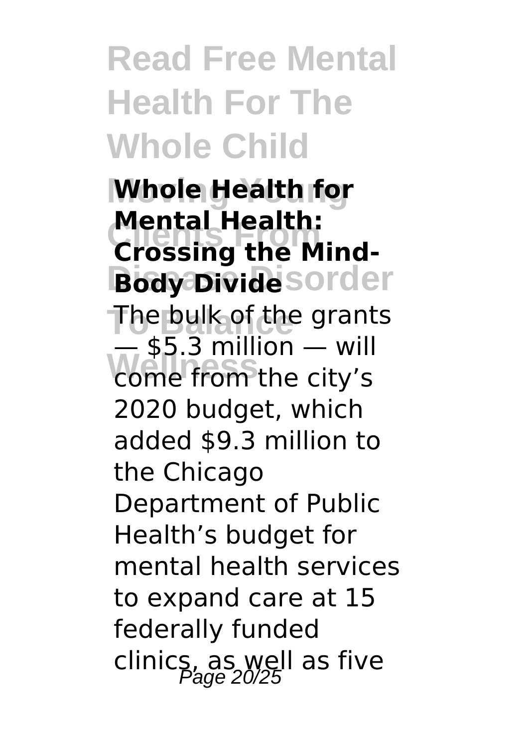# Read Free Mental Health For The Whole Child Moving Young Clients From Disease Disorder To Balance Wellness

**Whole Health for Mental Health: Crossing the Mind-Body Divide**

The bulk of the grants — $5.3 million — will come from the city's 2020 budget, which added $9.3 million to the Chicago Department of Public Health's budget for mental health services to expand care at 15 federally funded clinics, as well as five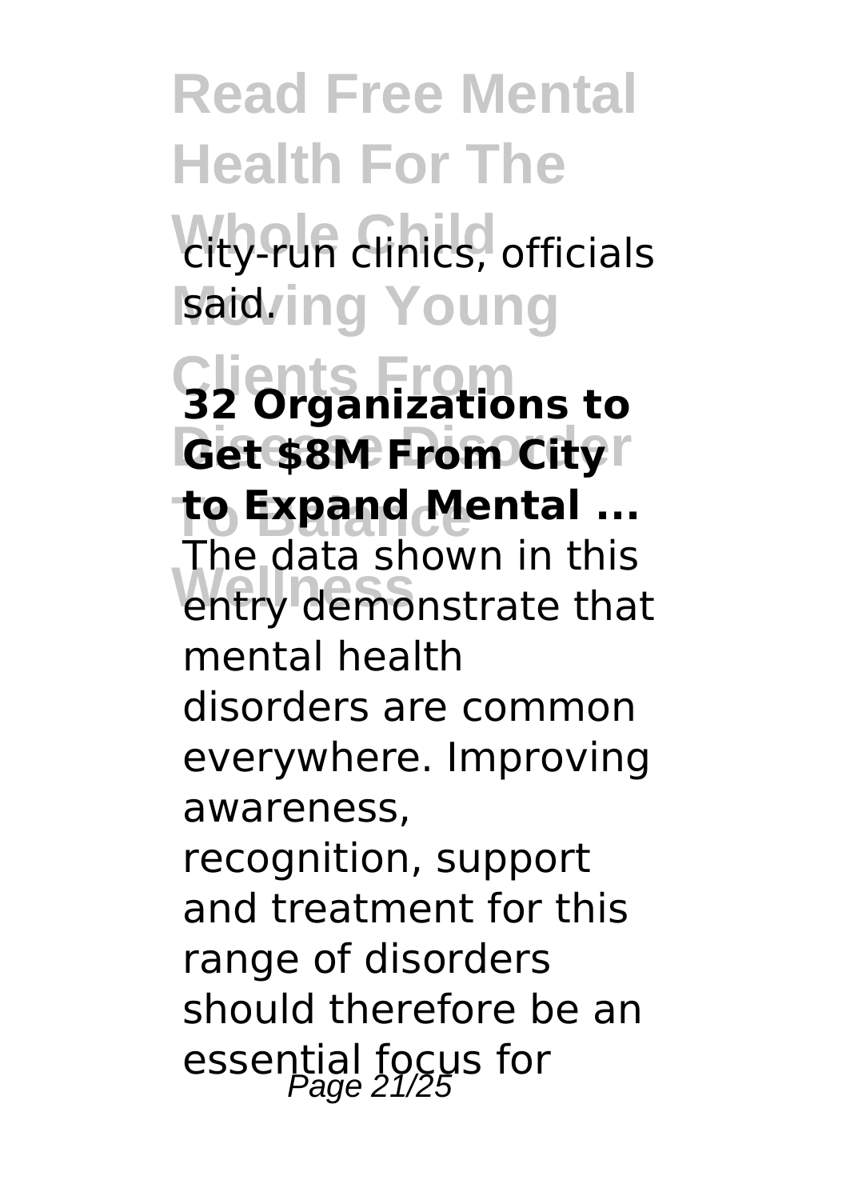city-run clinics, officials said.

**32 Organizations to Get $8M From City to Expand Mental ...**

The data shown in this entry demonstrate that mental health disorders are common everywhere. Improving awareness, recognition, support and treatment for this range of disorders should therefore be an essential focus for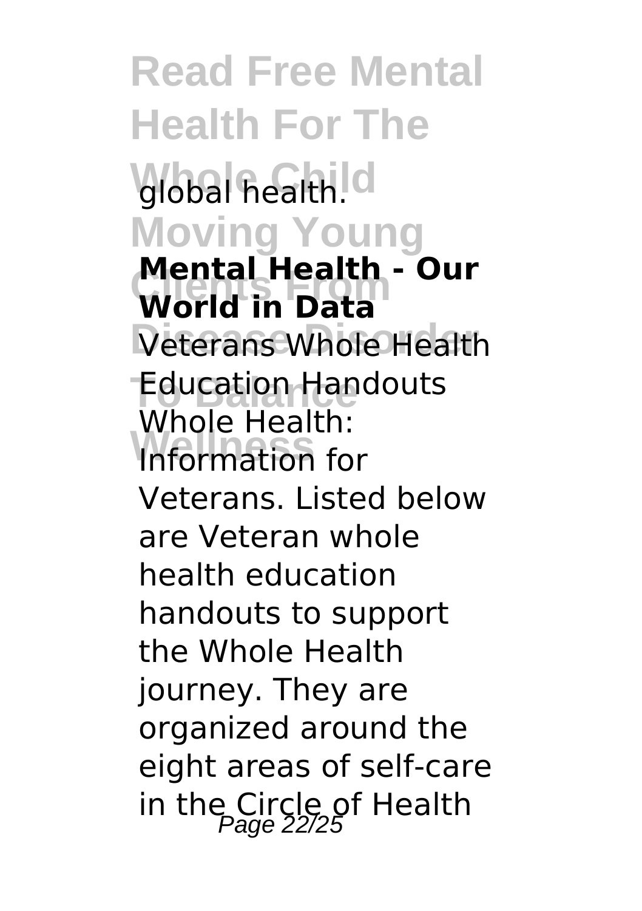global health.

**Mental Health - Our World in Data**

Veterans Whole Health Education Handouts Whole Health: Information for Veterans. Listed below are Veteran whole health education handouts to support the Whole Health journey. They are organized around the eight areas of self-care in the Circle of Health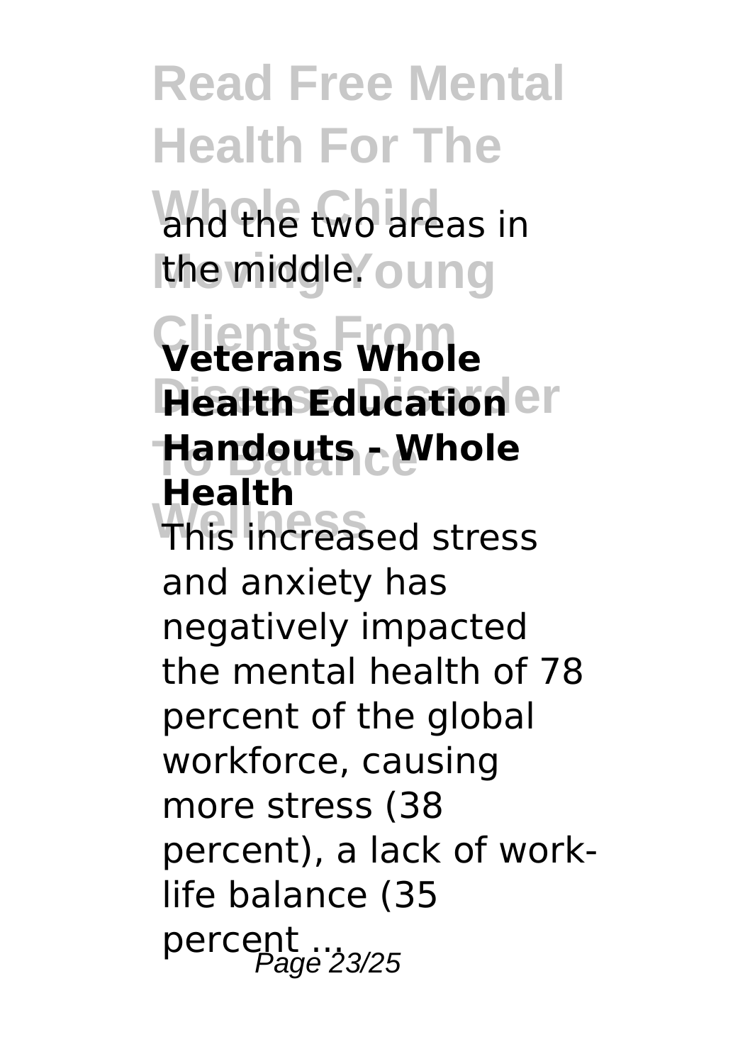and the two areas in the middle.

**Veterans Whole Health Education Handouts - Whole Health**

This increased stress and anxiety has negatively impacted the mental health of 78 percent of the global workforce, causing more stress (38 percent), a lack of work-life balance (35 percent ...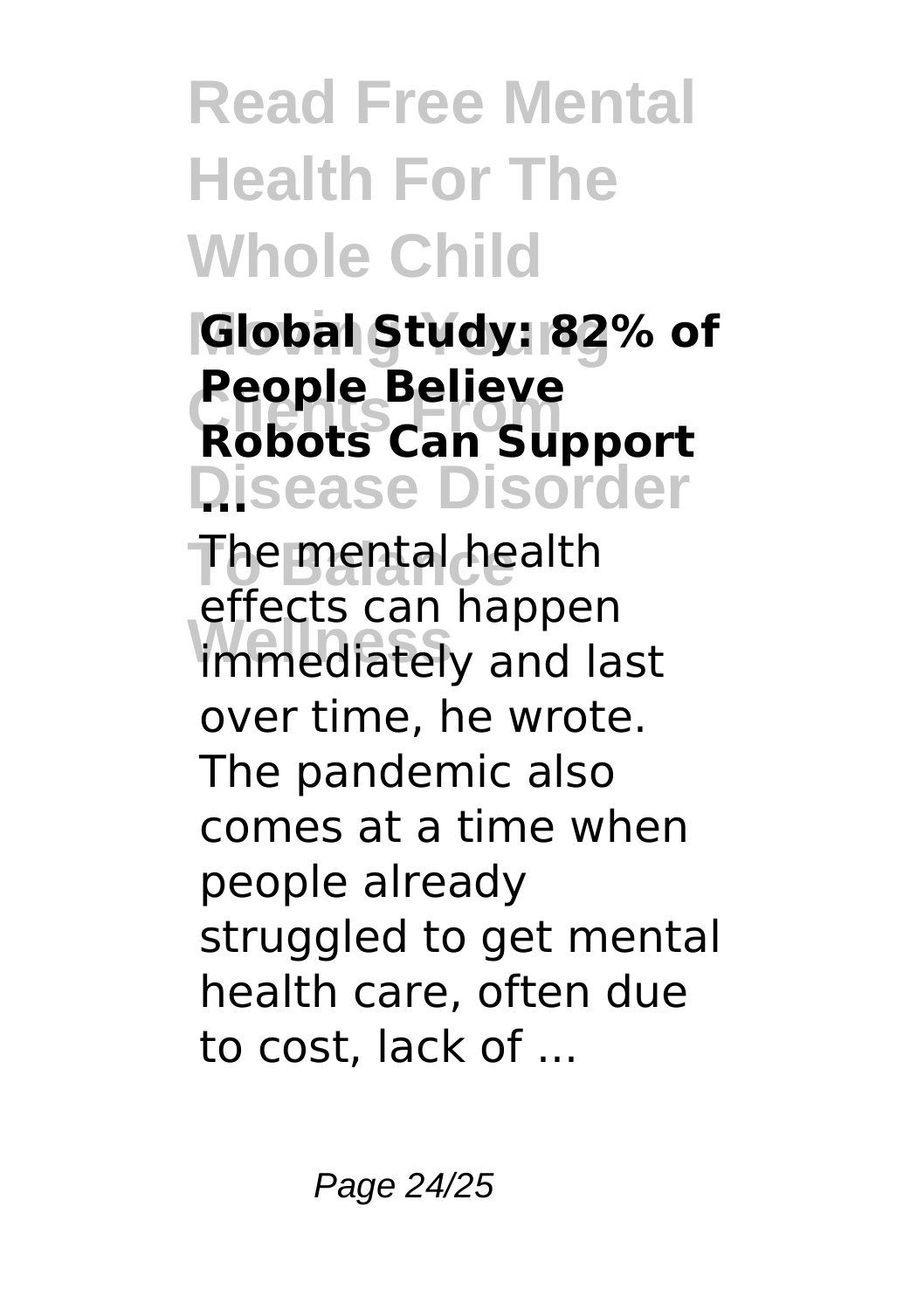### Global Study: 82% of People Believe Robots Can Support ...

The mental health effects can happen immediately and last over time, he wrote. The pandemic also comes at a time when people already struggled to get mental health care, often due to cost, lack of ...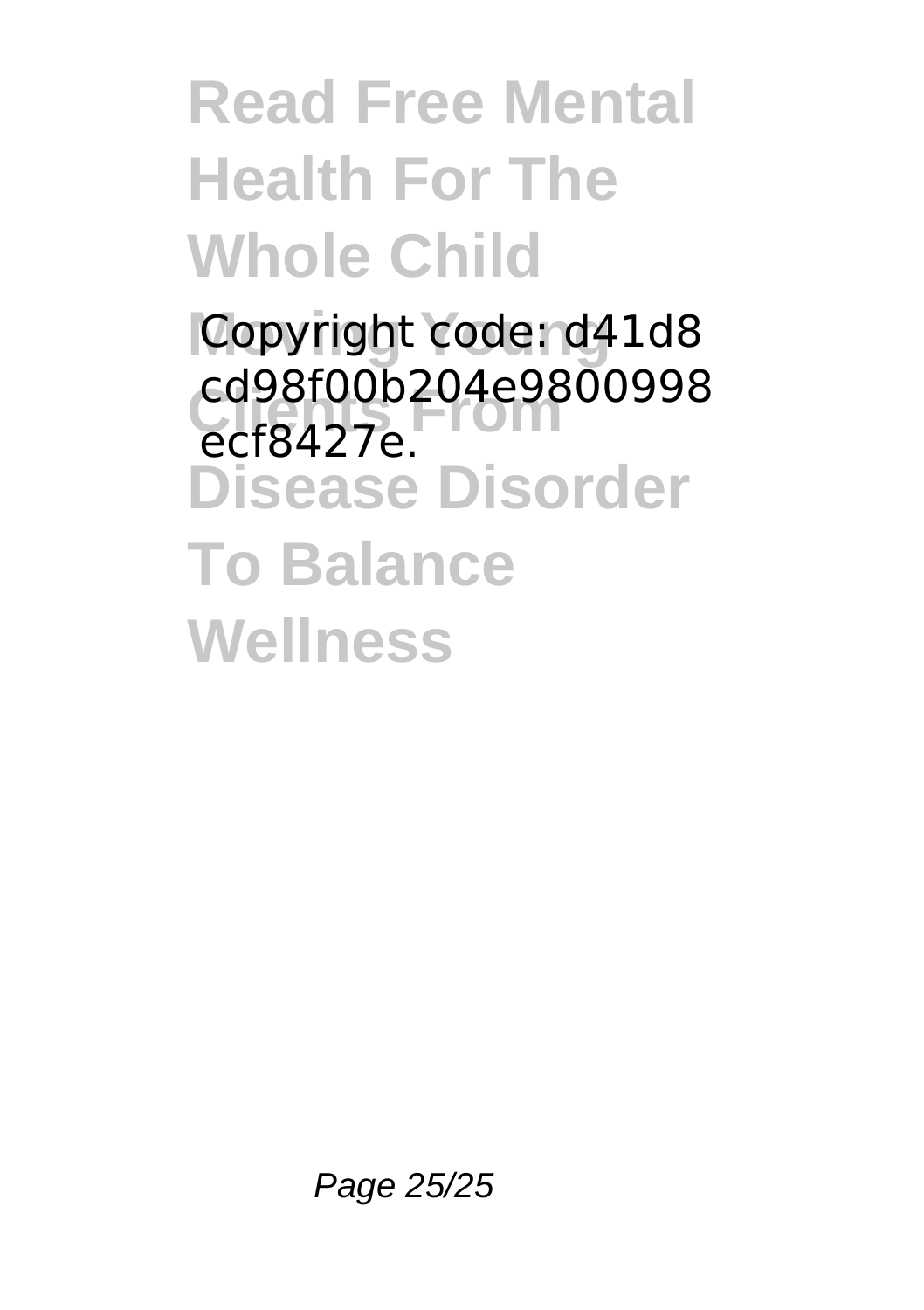Copyright code: d41d8cd98f00b204e9800998ecf8427e.